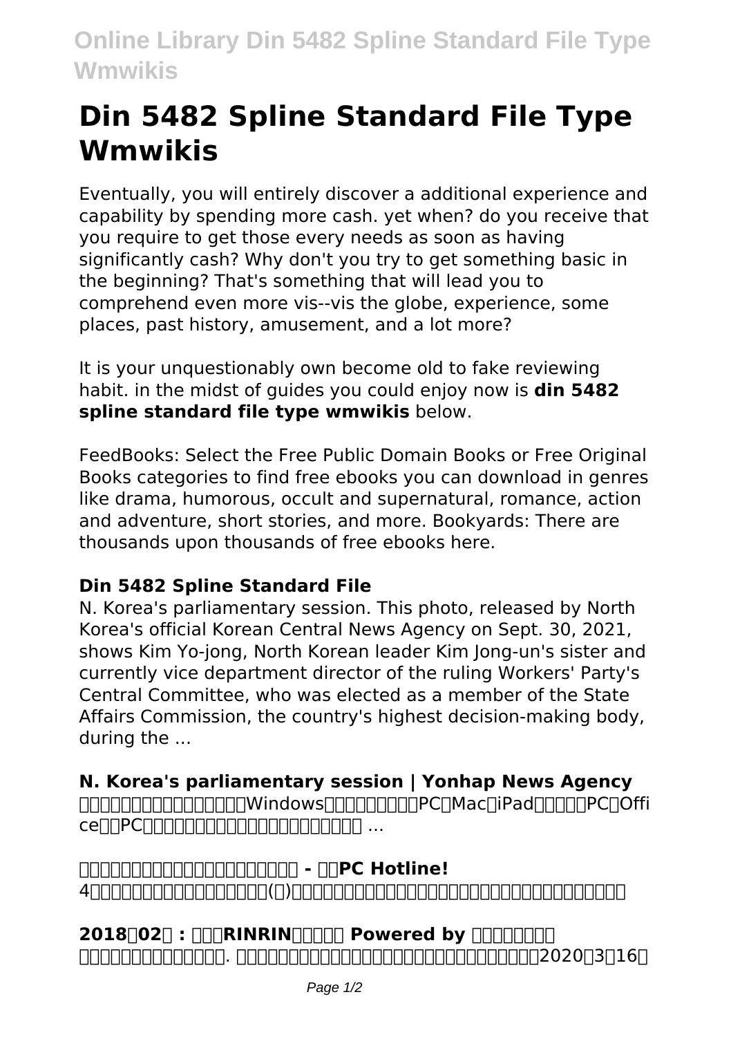# Din 5482 Spline Standard File Type Wmwikis

Eventually, you will entirely discover a additional experience and capability by spending more cash. yet when? do you receive that you require to get those every needs as soon as having significantly cash? Why don't you try to get something basic in the beginning? That's something that will lead you to comprehend even more vis--vis the globe, experience, some places, past history, amusement, and a lot more?

It is your unquestionably own become old to fake reviewing habit. in the midst of guides you could enjoy now is **din 5482 spline standard file type wmwikis** below.

FeedBooks: Select the Free Public Domain Books or Free Original Books categories to find free ebooks you can download in genres like drama, humorous, occult and supernatural, romance, action and adventure, short stories, and more. Bookyards: There are thousands upon thousands of free ebooks here.

### Din 5482 Spline Standard File

N. Korea's parliamentary session. This photo, released by North Korea's official Korean Central News Agency on Sept. 30, 2021, shows Kim Yo-jong, North Korean leader Kim Jong-un's sister and currently vice department director of the ruling Workers' Party's Central Committee, who was elected as a member of the State Affairs Commission, the country's highest decision-making body, during the ...

### N. Korea's parliamentary session | Yonhap News Agency

□□□□□□□□□□□□□□□□Windows□□□□□□□□□PC□Mac□iPad□□□□□PC□Office□□PC□□□□□□□□□□□□□□□□□□□□□ ...

### □□□□□□□□□□□□□□□□□□□□□ - □□PC Hotline!

4□□□□□□□□□□□□□□□□□□(□)□□□□□□□□□□□□□□□□□□□□□□□□□□□□□□□□□

### 2018□02□ : □□□RINRIN□□□□□ Powered by □□□□□□□□

□□□□□□□□□□□□□□. □□□□□□□□□□□□□□□□□□□□□□□□□□□□□□2020□3□16□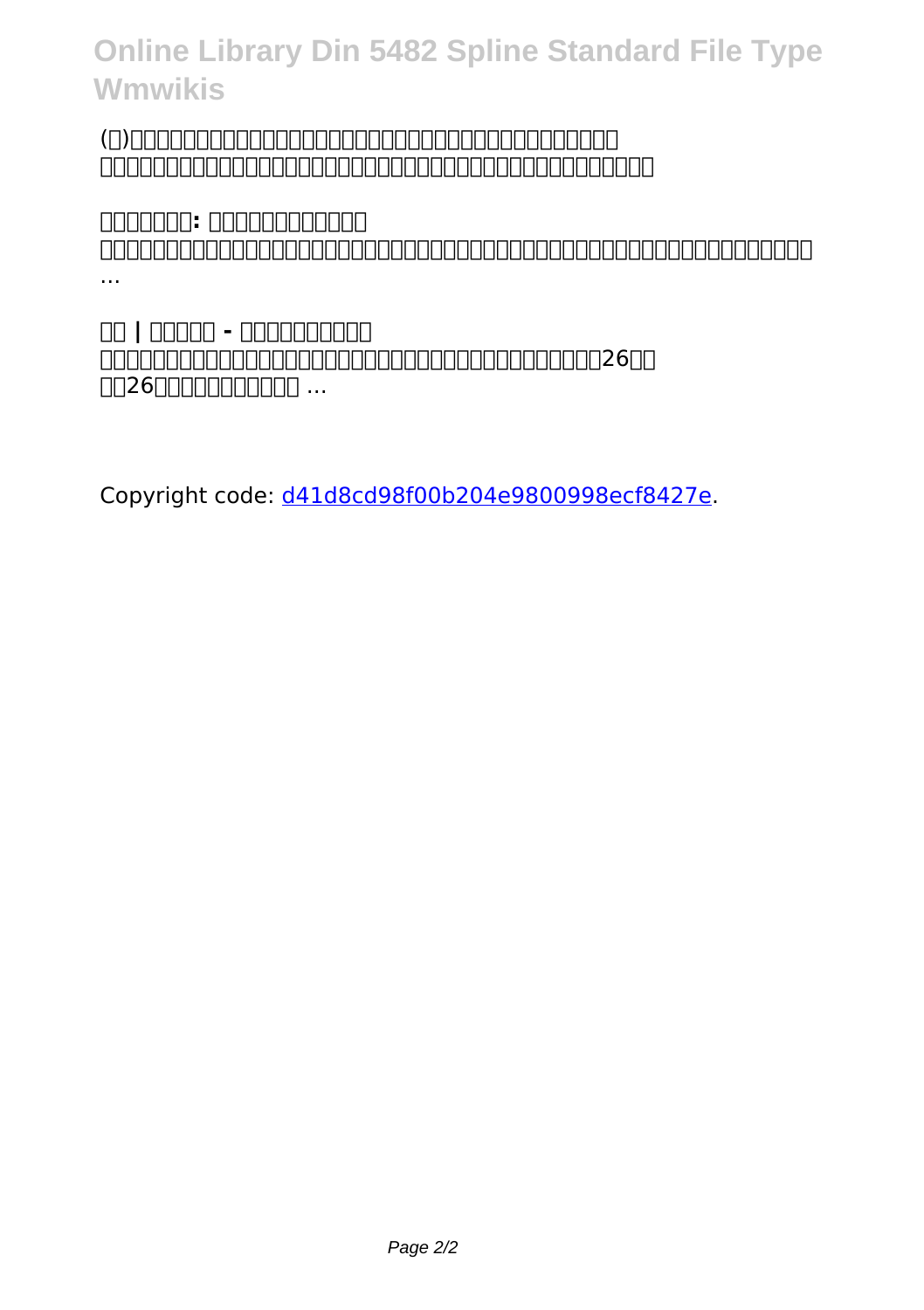(□)□□□□□□□□□□□□□□□□□□□□□□□□□□□□□□□□□□□□□□□□□□□□□□□□□□□□□□□□□□□□□□□□□□□□□□□□□□□□□□□□

**□□□□□□□: □□□□□□□□□□□□**

□□□□□□□□□□□□□□□□□□□□□□□□□□□□□□□□□□□□□□□□□□□□□□□□□□□□□□□ ...

**□□ | □□□□□□ - □□□□□□□□□□□**

□□□□□□□□□□□□□□□□□□□□□□□□□□□□□□□□□□□□□□□□□26□□
□□26□□□□□□□□□□□ ...

Copyright code: [d41d8cd98f00b204e9800998ecf8427e](d41d8cd98f00b204e9800998ecf8427e).